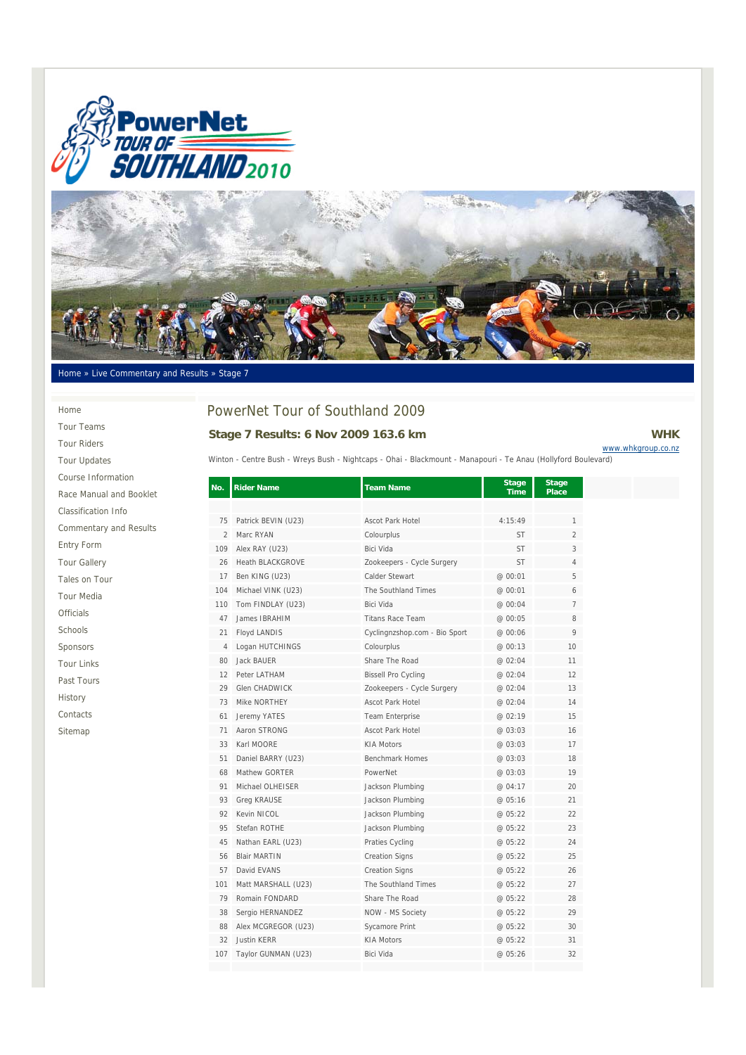Home » Live Commentary and Results » Stage 7

- Home
- Tour Teams
- Tour Riders
- Tour Updates
- Course Information
- Race Manual and Booklet
- Classification Info
- Commentary and Results
- Entry Form
- Tour Gallery
- Tales on Tour
- Tour Media
- Officials
- Schools
- Sponsors
- Tour Links
- Past Tours
- History
- Contacts
- Sitemap

# PowerNet Tour of Southland 2009

## Stage 7 Results: 6 Nov 2009 163.6 km

**WHK**
www.whkgroup.co.nz

Winton - Centre Bush - Wreys Bush - Nightcaps - Ohai - Blackmount - Manapouri - Te Anau (Hollyford Boulevard)

| No. | Rider Name | Team Name | Stage Time | Stage Place |
|---|---|---|---|---|
| 75 | Patrick BEVIN (U23) | Ascot Park Hotel | 4:15:49 | 1 |
| 2 | Marc RYAN | Colourplus | ST | 2 |
| 109 | Alex RAY (U23) | Bici Vida | ST | 3 |
| 26 | Heath BLACKGROVE | Zookeepers - Cycle Surgery | ST | 4 |
| 17 | Ben KING (U23) | Calder Stewart | @ 00:01 | 5 |
| 104 | Michael VINK (U23) | The Southland Times | @ 00:01 | 6 |
| 110 | Tom FINDLAY (U23) | Bici Vida | @ 00:04 | 7 |
| 47 | James IBRAHIM | Titans Race Team | @ 00:05 | 8 |
| 21 | Floyd LANDIS | Cyclingnzshop.com - Bio Sport | @ 00:06 | 9 |
| 4 | Logan HUTCHINGS | Colourplus | @ 00:13 | 10 |
| 80 | Jack BAUER | Share The Road | @ 02:04 | 11 |
| 12 | Peter LATHAM | Bissell Pro Cycling | @ 02:04 | 12 |
| 29 | Glen CHADWICK | Zookeepers - Cycle Surgery | @ 02:04 | 13 |
| 73 | Mike NORTHEY | Ascot Park Hotel | @ 02:04 | 14 |
| 61 | Jeremy YATES | Team Enterprise | @ 02:19 | 15 |
| 71 | Aaron STRONG | Ascot Park Hotel | @ 03:03 | 16 |
| 33 | Karl MOORE | KIA Motors | @ 03:03 | 17 |
| 51 | Daniel BARRY (U23) | Benchmark Homes | @ 03:03 | 18 |
| 68 | Mathew GORTER | PowerNet | @ 03:03 | 19 |
| 91 | Michael OLHEISER | Jackson Plumbing | @ 04:17 | 20 |
| 93 | Greg KRAUSE | Jackson Plumbing | @ 05:16 | 21 |
| 92 | Kevin NICOL | Jackson Plumbing | @ 05:22 | 22 |
| 95 | Stefan ROTHE | Jackson Plumbing | @ 05:22 | 23 |
| 45 | Nathan EARL (U23) | Praties Cycling | @ 05:22 | 24 |
| 56 | Blair MARTIN | Creation Signs | @ 05:22 | 25 |
| 57 | David EVANS | Creation Signs | @ 05:22 | 26 |
| 101 | Matt MARSHALL (U23) | The Southland Times | @ 05:22 | 27 |
| 79 | Romain FONDARD | Share The Road | @ 05:22 | 28 |
| 38 | Sergio HERNANDEZ | NOW - MS Society | @ 05:22 | 29 |
| 88 | Alex MCGREGOR (U23) | Sycamore Print | @ 05:22 | 30 |
| 32 | Justin KERR | KIA Motors | @ 05:22 | 31 |
| 107 | Taylor GUNMAN (U23) | Bici Vida | @ 05:26 | 32 |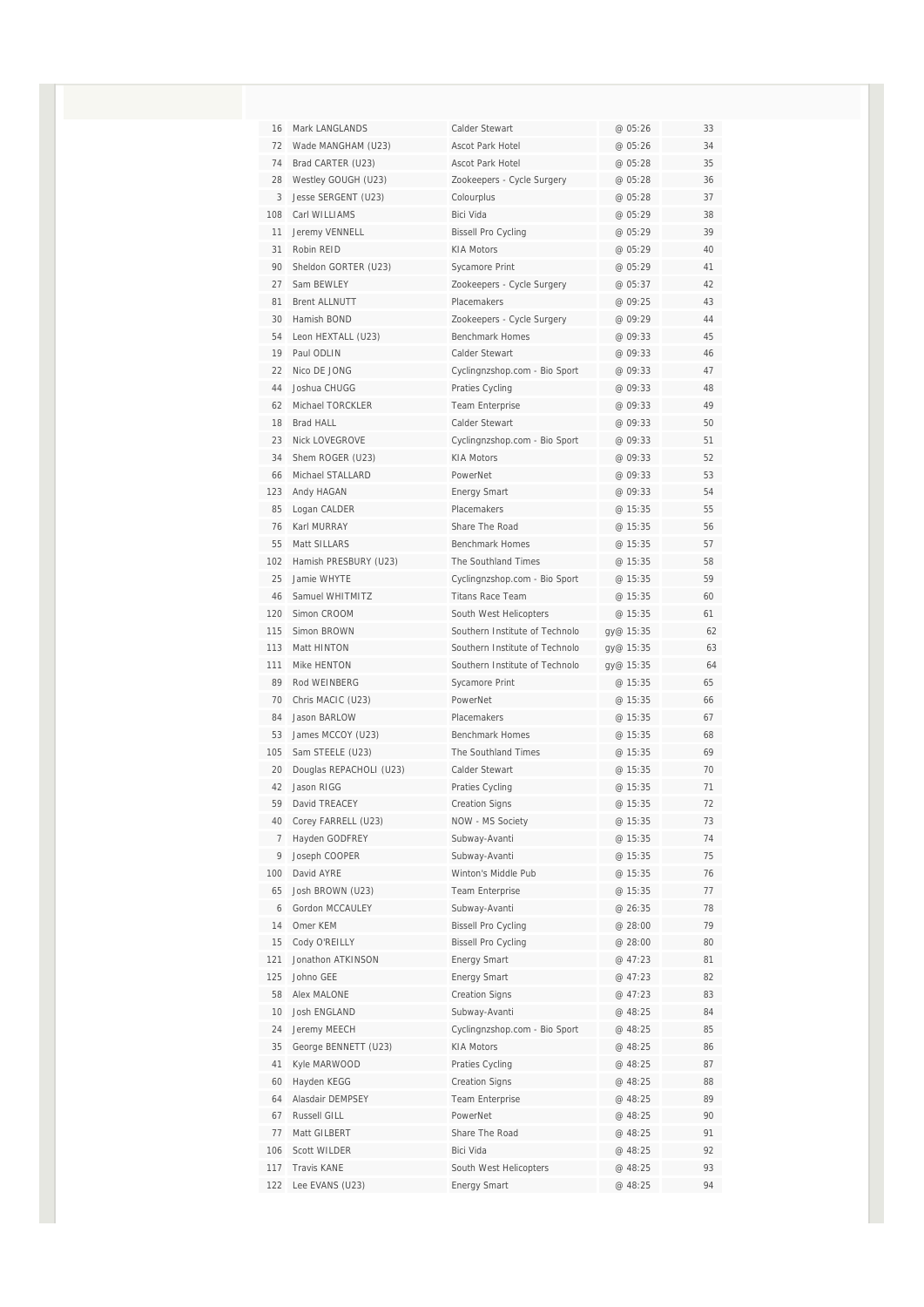| | | | | |
|---|---|---|---|---|
| 16 | Mark LANGLANDS | Calder Stewart | @ 05:26 | 33 |
| 72 | Wade MANGHAM (U23) | Ascot Park Hotel | @ 05:26 | 34 |
| 74 | Brad CARTER (U23) | Ascot Park Hotel | @ 05:28 | 35 |
| 28 | Westley GOUGH (U23) | Zookeepers - Cycle Surgery | @ 05:28 | 36 |
| 3 | Jesse SERGENT (U23) | Colourplus | @ 05:28 | 37 |
| 108 | Carl WILLIAMS | Bici Vida | @ 05:29 | 38 |
| 11 | Jeremy VENNELL | Bissell Pro Cycling | @ 05:29 | 39 |
| 31 | Robin REID | KIA Motors | @ 05:29 | 40 |
| 90 | Sheldon GORTER (U23) | Sycamore Print | @ 05:29 | 41 |
| 27 | Sam BEWLEY | Zookeepers - Cycle Surgery | @ 05:37 | 42 |
| 81 | Brent ALLNUTT | Placemakers | @ 09:25 | 43 |
| 30 | Hamish BOND | Zookeepers - Cycle Surgery | @ 09:29 | 44 |
| 54 | Leon HEXTALL (U23) | Benchmark Homes | @ 09:33 | 45 |
| 19 | Paul ODLIN | Calder Stewart | @ 09:33 | 46 |
| 22 | Nico DE JONG | Cyclingnzshop.com - Bio Sport | @ 09:33 | 47 |
| 44 | Joshua CHUGG | Praties Cycling | @ 09:33 | 48 |
| 62 | Michael TORCKLER | Team Enterprise | @ 09:33 | 49 |
| 18 | Brad HALL | Calder Stewart | @ 09:33 | 50 |
| 23 | Nick LOVEGROVE | Cyclingnzshop.com - Bio Sport | @ 09:33 | 51 |
| 34 | Shem ROGER (U23) | KIA Motors | @ 09:33 | 52 |
| 66 | Michael STALLARD | PowerNet | @ 09:33 | 53 |
| 123 | Andy HAGAN | Energy Smart | @ 09:33 | 54 |
| 85 | Logan CALDER | Placemakers | @ 15:35 | 55 |
| 76 | Karl MURRAY | Share The Road | @ 15:35 | 56 |
| 55 | Matt SILLARS | Benchmark Homes | @ 15:35 | 57 |
| 102 | Hamish PRESBURY (U23) | The Southland Times | @ 15:35 | 58 |
| 25 | Jamie WHYTE | Cyclingnzshop.com - Bio Sport | @ 15:35 | 59 |
| 46 | Samuel WHITMITZ | Titans Race Team | @ 15:35 | 60 |
| 120 | Simon CROOM | South West Helicopters | @ 15:35 | 61 |
| 115 | Simon BROWN | Southern Institute of Technolo | gy@ 15:35 | 62 |
| 113 | Matt HINTON | Southern Institute of Technolo | gy@ 15:35 | 63 |
| 111 | Mike HENTON | Southern Institute of Technolo | gy@ 15:35 | 64 |
| 89 | Rod WEINBERG | Sycamore Print | @ 15:35 | 65 |
| 70 | Chris MACIC (U23) | PowerNet | @ 15:35 | 66 |
| 84 | Jason BARLOW | Placemakers | @ 15:35 | 67 |
| 53 | James MCCOY (U23) | Benchmark Homes | @ 15:35 | 68 |
| 105 | Sam STEELE (U23) | The Southland Times | @ 15:35 | 69 |
| 20 | Douglas REPACHOLI (U23) | Calder Stewart | @ 15:35 | 70 |
| 42 | Jason RIGG | Praties Cycling | @ 15:35 | 71 |
| 59 | David TREACEY | Creation Signs | @ 15:35 | 72 |
| 40 | Corey FARRELL (U23) | NOW - MS Society | @ 15:35 | 73 |
| 7 | Hayden GODFREY | Subway-Avanti | @ 15:35 | 74 |
| 9 | Joseph COOPER | Subway-Avanti | @ 15:35 | 75 |
| 100 | David AYRE | Winton's Middle Pub | @ 15:35 | 76 |
| 65 | Josh BROWN (U23) | Team Enterprise | @ 15:35 | 77 |
| 6 | Gordon MCCAULEY | Subway-Avanti | @ 26:35 | 78 |
| 14 | Omer KEM | Bissell Pro Cycling | @ 28:00 | 79 |
| 15 | Cody O'REILLY | Bissell Pro Cycling | @ 28:00 | 80 |
| 121 | Jonathon ATKINSON | Energy Smart | @ 47:23 | 81 |
| 125 | Johno GEE | Energy Smart | @ 47:23 | 82 |
| 58 | Alex MALONE | Creation Signs | @ 47:23 | 83 |
| 10 | Josh ENGLAND | Subway-Avanti | @ 48:25 | 84 |
| 24 | Jeremy MEECH | Cyclingnzshop.com - Bio Sport | @ 48:25 | 85 |
| 35 | George BENNETT (U23) | KIA Motors | @ 48:25 | 86 |
| 41 | Kyle MARWOOD | Praties Cycling | @ 48:25 | 87 |
| 60 | Hayden KEGG | Creation Signs | @ 48:25 | 88 |
| 64 | Alasdair DEMPSEY | Team Enterprise | @ 48:25 | 89 |
| 67 | Russell GILL | PowerNet | @ 48:25 | 90 |
| 77 | Matt GILBERT | Share The Road | @ 48:25 | 91 |
| 106 | Scott WILDER | Bici Vida | @ 48:25 | 92 |
| 117 | Travis KANE | South West Helicopters | @ 48:25 | 93 |
| 122 | Lee EVANS (U23) | Energy Smart | @ 48:25 | 94 |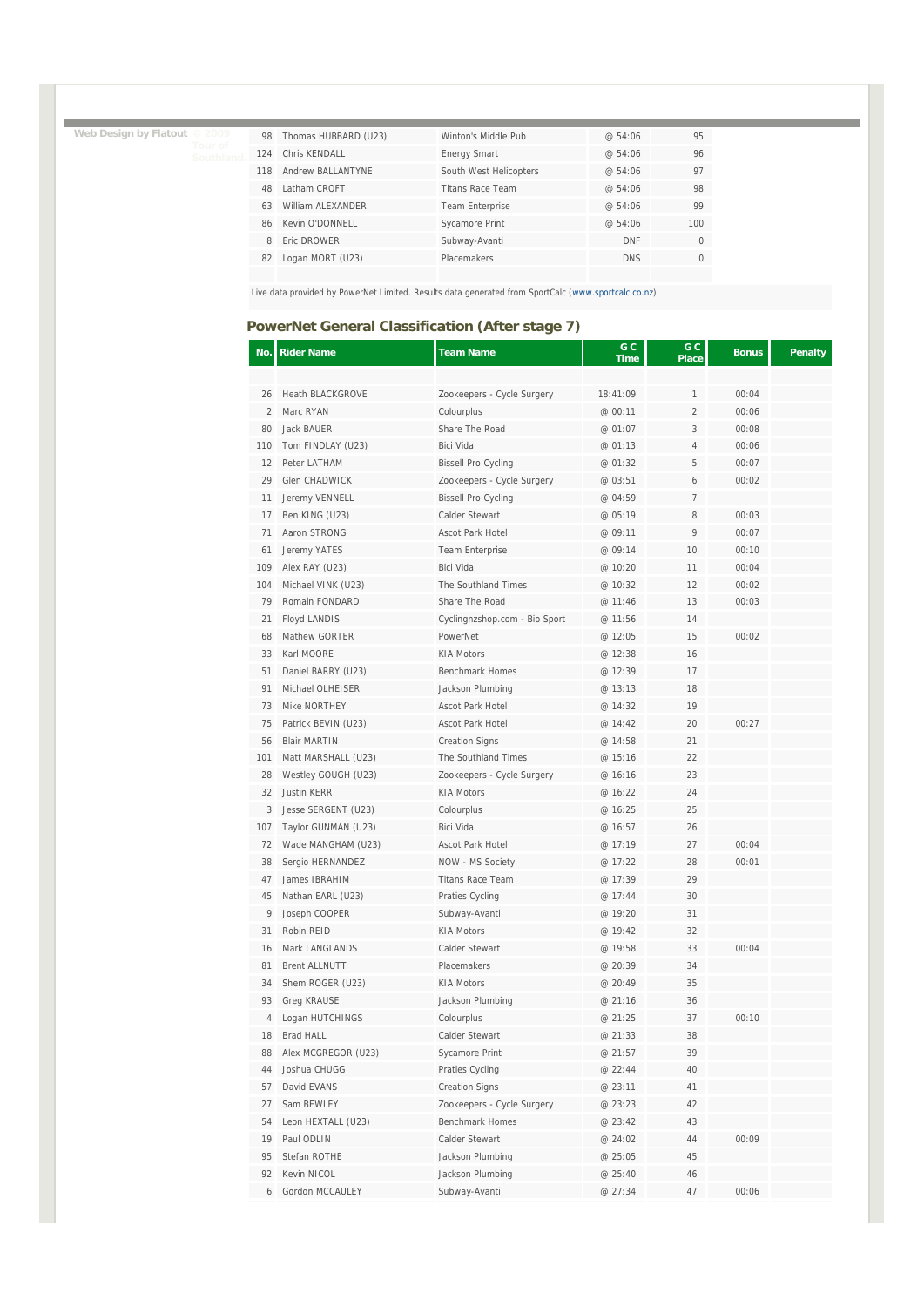| | | | | |
|---|---|---|---|---|
| 98 | Thomas HUBBARD (U23) | Winton's Middle Pub | @ 54:06 | 95 |
| 124 | Chris KENDALL | Energy Smart | @ 54:06 | 96 |
| 118 | Andrew BALLANTYNE | South West Helicopters | @ 54:06 | 97 |
| 48 | Latham CROFT | Titans Race Team | @ 54:06 | 98 |
| 63 | William ALEXANDER | Team Enterprise | @ 54:06 | 99 |
| 86 | Kevin O'DONNELL | Sycamore Print | @ 54:06 | 100 |
| 8 | Eric DROWER | Subway-Avanti | DNF | 0 |
| 82 | Logan MORT (U23) | Placemakers | DNS | 0 |

Live data provided by PowerNet Limited. Results data generated from SportCalc (www.sportcalc.co.nz)

## PowerNet General Classification (After stage 7)

| No. | Rider Name | Team Name | G C Time | G C Place | Bonus | Penalty |
|---|---|---|---|---|---|---|
| 26 | Heath BLACKGROVE | Zookeepers - Cycle Surgery | 18:41:09 | 1 | 00:04 | |
| 2 | Marc RYAN | Colourplus | @ 00:11 | 2 | 00:06 | |
| 80 | Jack BAUER | Share The Road | @ 01:07 | 3 | 00:08 | |
| 110 | Tom FINDLAY (U23) | Bici Vida | @ 01:13 | 4 | 00:06 | |
| 12 | Peter LATHAM | Bissell Pro Cycling | @ 01:32 | 5 | 00:07 | |
| 29 | Glen CHADWICK | Zookeepers - Cycle Surgery | @ 03:51 | 6 | 00:02 | |
| 11 | Jeremy VENNELL | Bissell Pro Cycling | @ 04:59 | 7 | | |
| 17 | Ben KING (U23) | Calder Stewart | @ 05:19 | 8 | 00:03 | |
| 71 | Aaron STRONG | Ascot Park Hotel | @ 09:11 | 9 | 00:07 | |
| 61 | Jeremy YATES | Team Enterprise | @ 09:14 | 10 | 00:10 | |
| 109 | Alex RAY (U23) | Bici Vida | @ 10:20 | 11 | 00:04 | |
| 104 | Michael VINK (U23) | The Southland Times | @ 10:32 | 12 | 00:02 | |
| 79 | Romain FONDARD | Share The Road | @ 11:46 | 13 | 00:03 | |
| 21 | Floyd LANDIS | Cyclingnzshop.com - Bio Sport | @ 11:56 | 14 | | |
| 68 | Mathew GORTER | PowerNet | @ 12:05 | 15 | 00:02 | |
| 33 | Karl MOORE | KIA Motors | @ 12:38 | 16 | | |
| 51 | Daniel BARRY (U23) | Benchmark Homes | @ 12:39 | 17 | | |
| 91 | Michael OLHEISER | Jackson Plumbing | @ 13:13 | 18 | | |
| 73 | Mike NORTHEY | Ascot Park Hotel | @ 14:32 | 19 | | |
| 75 | Patrick BEVIN (U23) | Ascot Park Hotel | @ 14:42 | 20 | 00:27 | |
| 56 | Blair MARTIN | Creation Signs | @ 14:58 | 21 | | |
| 101 | Matt MARSHALL (U23) | The Southland Times | @ 15:16 | 22 | | |
| 28 | Westley GOUGH (U23) | Zookeepers - Cycle Surgery | @ 16:16 | 23 | | |
| 32 | Justin KERR | KIA Motors | @ 16:22 | 24 | | |
| 3 | Jesse SERGENT (U23) | Colourplus | @ 16:25 | 25 | | |
| 107 | Taylor GUNMAN (U23) | Bici Vida | @ 16:57 | 26 | | |
| 72 | Wade MANGHAM (U23) | Ascot Park Hotel | @ 17:19 | 27 | 00:04 | |
| 38 | Sergio HERNANDEZ | NOW - MS Society | @ 17:22 | 28 | 00:01 | |
| 47 | James IBRAHIM | Titans Race Team | @ 17:39 | 29 | | |
| 45 | Nathan EARL (U23) | Praties Cycling | @ 17:44 | 30 | | |
| 9 | Joseph COOPER | Subway-Avanti | @ 19:20 | 31 | | |
| 31 | Robin REID | KIA Motors | @ 19:42 | 32 | | |
| 16 | Mark LANGLANDS | Calder Stewart | @ 19:58 | 33 | 00:04 | |
| 81 | Brent ALLNUTT | Placemakers | @ 20:39 | 34 | | |
| 34 | Shem ROGER (U23) | KIA Motors | @ 20:49 | 35 | | |
| 93 | Greg KRAUSE | Jackson Plumbing | @ 21:16 | 36 | | |
| 4 | Logan HUTCHINGS | Colourplus | @ 21:25 | 37 | 00:10 | |
| 18 | Brad HALL | Calder Stewart | @ 21:33 | 38 | | |
| 88 | Alex MCGREGOR (U23) | Sycamore Print | @ 21:57 | 39 | | |
| 44 | Joshua CHUGG | Praties Cycling | @ 22:44 | 40 | | |
| 57 | David EVANS | Creation Signs | @ 23:11 | 41 | | |
| 27 | Sam BEWLEY | Zookeepers - Cycle Surgery | @ 23:23 | 42 | | |
| 54 | Leon HEXTALL (U23) | Benchmark Homes | @ 23:42 | 43 | | |
| 19 | Paul ODLIN | Calder Stewart | @ 24:02 | 44 | 00:09 | |
| 95 | Stefan ROTHE | Jackson Plumbing | @ 25:05 | 45 | | |
| 92 | Kevin NICOL | Jackson Plumbing | @ 25:40 | 46 | | |
| 6 | Gordon MCCAULEY | Subway-Avanti | @ 27:34 | 47 | 00:06 | |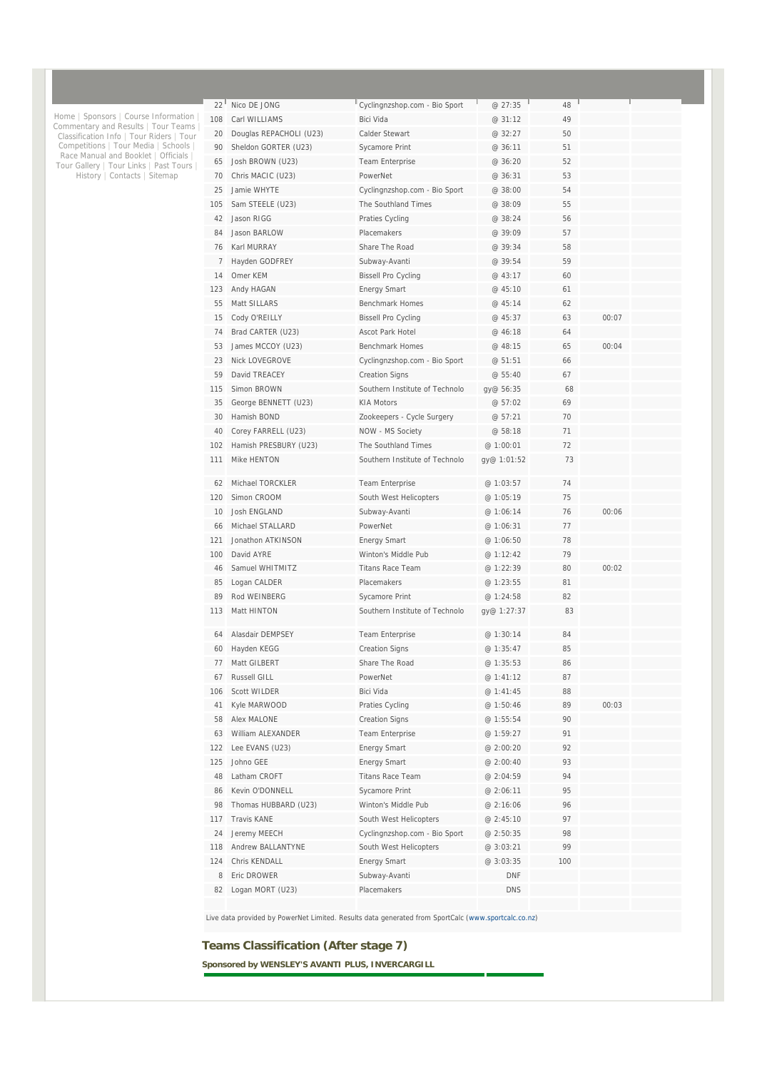Home | Sponsors | Course Information | Commentary and Results | Tour Teams | Classification Info | Tour Riders | Tour Competitions | Tour Media | Schools | Race Manual and Booklet | Officials | Tour Gallery | Tour Links | Past Tours | History | Contacts | Sitemap

| | | | | | | |
|---|---|---|---|---|---|---|
| 22 | Nico DE JONG | Cyclingnzshop.com - Bio Sport | @ 27:35 | 48 | | |
| 108 | Carl WILLIAMS | Bici Vida | @ 31:12 | 49 | | |
| 20 | Douglas REPACHOLI (U23) | Calder Stewart | @ 32:27 | 50 | | |
| 90 | Sheldon GORTER (U23) | Sycamore Print | @ 36:11 | 51 | | |
| 65 | Josh BROWN (U23) | Team Enterprise | @ 36:20 | 52 | | |
| 70 | Chris MACIC (U23) | PowerNet | @ 36:31 | 53 | | |
| 25 | Jamie WHYTE | Cyclingnzshop.com - Bio Sport | @ 38:00 | 54 | | |
| 105 | Sam STEELE (U23) | The Southland Times | @ 38:09 | 55 | | |
| 42 | Jason RIGG | Praties Cycling | @ 38:24 | 56 | | |
| 84 | Jason BARLOW | Placemakers | @ 39:09 | 57 | | |
| 76 | Karl MURRAY | Share The Road | @ 39:34 | 58 | | |
| 7 | Hayden GODFREY | Subway-Avanti | @ 39:54 | 59 | | |
| 14 | Omer KEM | Bissell Pro Cycling | @ 43:17 | 60 | | |
| 123 | Andy HAGAN | Energy Smart | @ 45:10 | 61 | | |
| 55 | Matt SILLARS | Benchmark Homes | @ 45:14 | 62 | | |
| 15 | Cody O'REILLY | Bissell Pro Cycling | @ 45:37 | 63 | 00:07 | |
| 74 | Brad CARTER (U23) | Ascot Park Hotel | @ 46:18 | 64 | | |
| 53 | James MCCOY (U23) | Benchmark Homes | @ 48:15 | 65 | 00:04 | |
| 23 | Nick LOVEGROVE | Cyclingnzshop.com - Bio Sport | @ 51:51 | 66 | | |
| 59 | David TREACEY | Creation Signs | @ 55:40 | 67 | | |
| 115 | Simon BROWN | Southern Institute of Technolo | gy@ 56:35 | 68 | | |
| 35 | George BENNETT (U23) | KIA Motors | @ 57:02 | 69 | | |
| 30 | Hamish BOND | Zookeepers - Cycle Surgery | @ 57:21 | 70 | | |
| 40 | Corey FARRELL (U23) | NOW - MS Society | @ 58:18 | 71 | | |
| 102 | Hamish PRESBURY (U23) | The Southland Times | @ 1:00:01 | 72 | | |
| 111 | Mike HENTON | Southern Institute of Technolo | gy@ 1:01:52 | 73 | | |
| 62 | Michael TORCKLER | Team Enterprise | @ 1:03:57 | 74 | | |
| 120 | Simon CROOM | South West Helicopters | @ 1:05:19 | 75 | | |
| 10 | Josh ENGLAND | Subway-Avanti | @ 1:06:14 | 76 | 00:06 | |
| 66 | Michael STALLARD | PowerNet | @ 1:06:31 | 77 | | |
| 121 | Jonathon ATKINSON | Energy Smart | @ 1:06:50 | 78 | | |
| 100 | David AYRE | Winton's Middle Pub | @ 1:12:42 | 79 | | |
| 46 | Samuel WHITMITZ | Titans Race Team | @ 1:22:39 | 80 | 00:02 | |
| 85 | Logan CALDER | Placemakers | @ 1:23:55 | 81 | | |
| 89 | Rod WEINBERG | Sycamore Print | @ 1:24:58 | 82 | | |
| 113 | Matt HINTON | Southern Institute of Technolo | gy@ 1:27:37 | 83 | | |
| 64 | Alasdair DEMPSEY | Team Enterprise | @ 1:30:14 | 84 | | |
| 60 | Hayden KEGG | Creation Signs | @ 1:35:47 | 85 | | |
| 77 | Matt GILBERT | Share The Road | @ 1:35:53 | 86 | | |
| 67 | Russell GILL | PowerNet | @ 1:41:12 | 87 | | |
| 106 | Scott WILDER | Bici Vida | @ 1:41:45 | 88 | | |
| 41 | Kyle MARWOOD | Praties Cycling | @ 1:50:46 | 89 | 00:03 | |
| 58 | Alex MALONE | Creation Signs | @ 1:55:54 | 90 | | |
| 63 | William ALEXANDER | Team Enterprise | @ 1:59:27 | 91 | | |
| 122 | Lee EVANS (U23) | Energy Smart | @ 2:00:20 | 92 | | |
| 125 | Johno GEE | Energy Smart | @ 2:00:40 | 93 | | |
| 48 | Latham CROFT | Titans Race Team | @ 2:04:59 | 94 | | |
| 86 | Kevin O'DONNELL | Sycamore Print | @ 2:06:11 | 95 | | |
| 98 | Thomas HUBBARD (U23) | Winton's Middle Pub | @ 2:16:06 | 96 | | |
| 117 | Travis KANE | South West Helicopters | @ 2:45:10 | 97 | | |
| 24 | Jeremy MEECH | Cyclingnzshop.com - Bio Sport | @ 2:50:35 | 98 | | |
| 118 | Andrew BALLANTYNE | South West Helicopters | @ 3:03:21 | 99 | | |
| 124 | Chris KENDALL | Energy Smart | @ 3:03:35 | 100 | | |
| 8 | Eric DROWER | Subway-Avanti | DNF | | | |
| 82 | Logan MORT (U23) | Placemakers | DNS | | | |

Live data provided by PowerNet Limited. Results data generated from SportCalc (www.sportcalc.co.nz)

## Teams Classification (After stage 7)

**Sponsored by WENSLEY'S AVANTI PLUS, INVERCARGILL**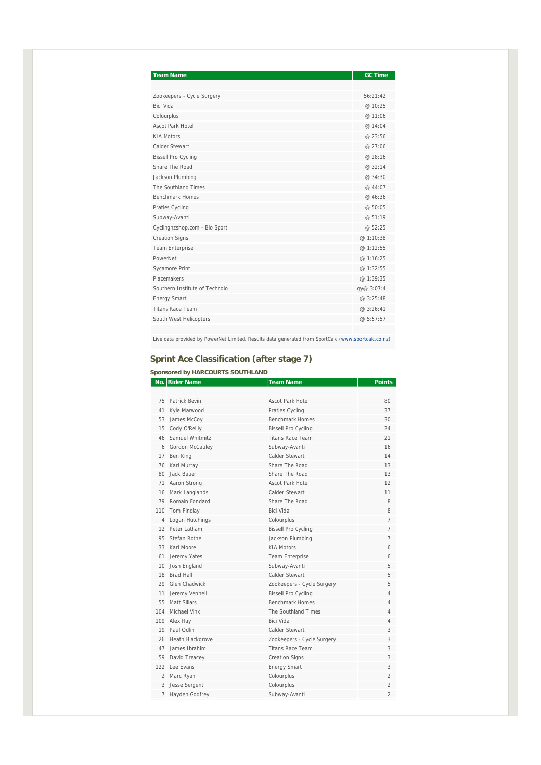| Team Name | GC Time |
|---|---|
| Zookeepers - Cycle Surgery | 56:21:42 |
| Bici Vida | @ 10:25 |
| Colourplus | @ 11:06 |
| Ascot Park Hotel | @ 14:04 |
| KIA Motors | @ 23:56 |
| Calder Stewart | @ 27:06 |
| Bissell Pro Cycling | @ 28:16 |
| Share The Road | @ 32:14 |
| Jackson Plumbing | @ 34:30 |
| The Southland Times | @ 44:07 |
| Benchmark Homes | @ 46:36 |
| Praties Cycling | @ 50:05 |
| Subway-Avanti | @ 51:19 |
| Cyclingnzshop.com - Bio Sport | @ 52:25 |
| Creation Signs | @ 1:10:38 |
| Team Enterprise | @ 1:12:55 |
| PowerNet | @ 1:16:25 |
| Sycamore Print | @ 1:32:55 |
| Placemakers | @ 1:39:35 |
| Southern Institute of Technolo | gy@ 3:07:4 |
| Energy Smart | @ 3:25:48 |
| Titans Race Team | @ 3:26:41 |
| South West Helicopters | @ 5:57:57 |

Live data provided by PowerNet Limited. Results data generated from SportCalc (www.sportcalc.co.nz)

## Sprint Ace Classification (after stage 7)

**Sponsored by HARCOURTS SOUTHLAND**

| No. | Rider Name | Team Name | Points |
|---|---|---|---|
| 75 | Patrick Bevin | Ascot Park Hotel | 80 |
| 41 | Kyle Marwood | Praties Cycling | 37 |
| 53 | James McCoy | Benchmark Homes | 30 |
| 15 | Cody O'Reilly | Bissell Pro Cycling | 24 |
| 46 | Samuel Whitmitz | Titans Race Team | 21 |
| 6 | Gordon McCauley | Subway-Avanti | 16 |
| 17 | Ben King | Calder Stewart | 14 |
| 76 | Karl Murray | Share The Road | 13 |
| 80 | Jack Bauer | Share The Road | 13 |
| 71 | Aaron Strong | Ascot Park Hotel | 12 |
| 16 | Mark Langlands | Calder Stewart | 11 |
| 79 | Romain Fondard | Share The Road | 8 |
| 110 | Tom Findlay | Bici Vida | 8 |
| 4 | Logan Hutchings | Colourplus | 7 |
| 12 | Peter Latham | Bissell Pro Cycling | 7 |
| 95 | Stefan Rothe | Jackson Plumbing | 7 |
| 33 | Karl Moore | KIA Motors | 6 |
| 61 | Jeremy Yates | Team Enterprise | 6 |
| 10 | Josh England | Subway-Avanti | 5 |
| 18 | Brad Hall | Calder Stewart | 5 |
| 29 | Glen Chadwick | Zookeepers - Cycle Surgery | 5 |
| 11 | Jeremy Vennell | Bissell Pro Cycling | 4 |
| 55 | Matt Sillars | Benchmark Homes | 4 |
| 104 | Michael Vink | The Southland Times | 4 |
| 109 | Alex Ray | Bici Vida | 4 |
| 19 | Paul Odlin | Calder Stewart | 3 |
| 26 | Heath Blackgrove | Zookeepers - Cycle Surgery | 3 |
| 47 | James Ibrahim | Titans Race Team | 3 |
| 59 | David Treacey | Creation Signs | 3 |
| 122 | Lee Evans | Energy Smart | 3 |
| 2 | Marc Ryan | Colourplus | 2 |
| 3 | Jesse Sergent | Colourplus | 2 |
| 7 | Hayden Godfrey | Subway-Avanti | 2 |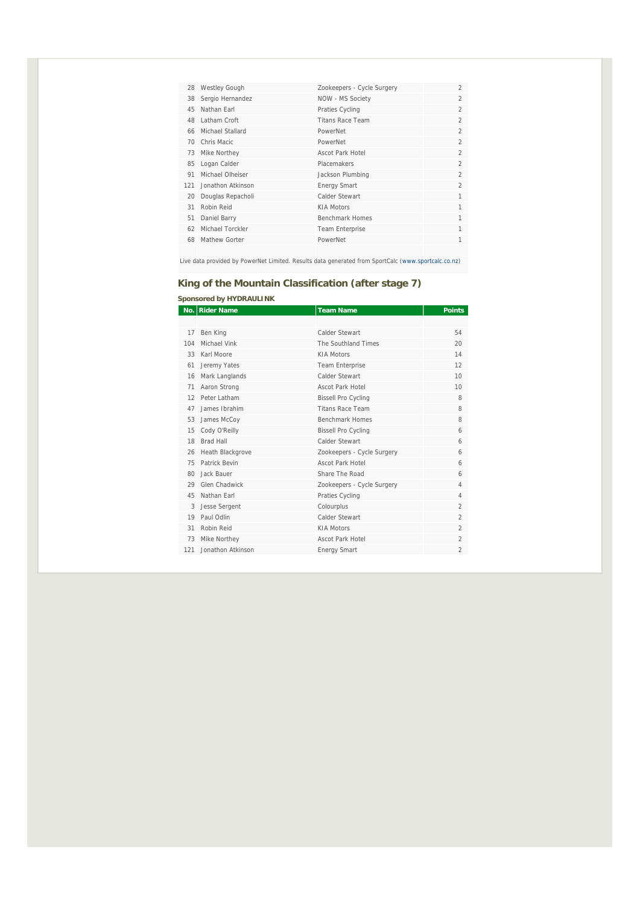| | | | |
|---|---|---|---|
| 28 | Westley Gough | Zookeepers - Cycle Surgery | 2 |
| 38 | Sergio Hernandez | NOW - MS Society | 2 |
| 45 | Nathan Earl | Praties Cycling | 2 |
| 48 | Latham Croft | Titans Race Team | 2 |
| 66 | Michael Stallard | PowerNet | 2 |
| 70 | Chris Macic | PowerNet | 2 |
| 73 | Mike Northey | Ascot Park Hotel | 2 |
| 85 | Logan Calder | Placemakers | 2 |
| 91 | Michael Olheiser | Jackson Plumbing | 2 |
| 121 | Jonathon Atkinson | Energy Smart | 2 |
| 20 | Douglas Repacholi | Calder Stewart | 1 |
| 31 | Robin Reid | KIA Motors | 1 |
| 51 | Daniel Barry | Benchmark Homes | 1 |
| 62 | Michael Torckler | Team Enterprise | 1 |
| 68 | Mathew Gorter | PowerNet | 1 |

Live data provided by PowerNet Limited. Results data generated from SportCalc (www.sportcalc.co.nz)

## King of the Mountain Classification (after stage 7)

**Sponsored by HYDRAULINK**

| No. | Rider Name | Team Name | Points |
|---|---|---|---|
| 17 | Ben King | Calder Stewart | 54 |
| 104 | Michael Vink | The Southland Times | 20 |
| 33 | Karl Moore | KIA Motors | 14 |
| 61 | Jeremy Yates | Team Enterprise | 12 |
| 16 | Mark Langlands | Calder Stewart | 10 |
| 71 | Aaron Strong | Ascot Park Hotel | 10 |
| 12 | Peter Latham | Bissell Pro Cycling | 8 |
| 47 | James Ibrahim | Titans Race Team | 8 |
| 53 | James McCoy | Benchmark Homes | 8 |
| 15 | Cody O'Reilly | Bissell Pro Cycling | 6 |
| 18 | Brad Hall | Calder Stewart | 6 |
| 26 | Heath Blackgrove | Zookeepers - Cycle Surgery | 6 |
| 75 | Patrick Bevin | Ascot Park Hotel | 6 |
| 80 | Jack Bauer | Share The Road | 6 |
| 29 | Glen Chadwick | Zookeepers - Cycle Surgery | 4 |
| 45 | Nathan Earl | Praties Cycling | 4 |
| 3 | Jesse Sergent | Colourplus | 2 |
| 19 | Paul Odlin | Calder Stewart | 2 |
| 31 | Robin Reid | KIA Motors | 2 |
| 73 | Mike Northey | Ascot Park Hotel | 2 |
| 121 | Jonathon Atkinson | Energy Smart | 2 |